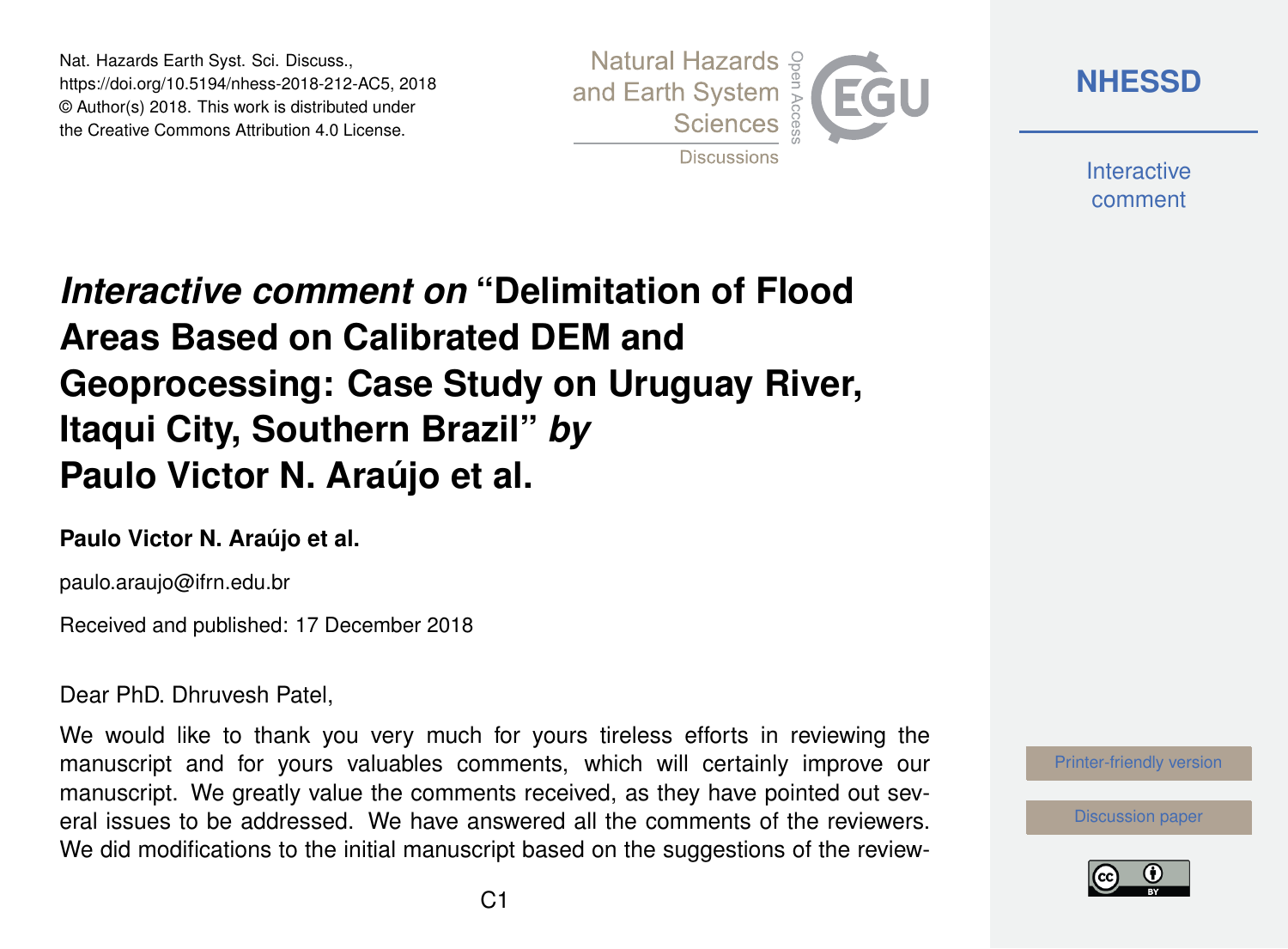Nat. Hazards Earth Syst. Sci. Discuss.,
https://doi.org/10.5194/nhess-2018-212-AC5, 2018
© Author(s) 2018. This work is distributed under
the Creative Commons Attribution 4.0 License.

# *Interactive comment on* "Delimitation of Flood Areas Based on Calibrated DEM and Geoprocessing: Case Study on Uruguay River, Itaqui City, Southern Brazil" *by* Paulo Victor N. Araújo et al.

**Paulo Victor N. Araújo et al.**

paulo.araujo@ifrn.edu.br

Received and published: 17 December 2018

Dear PhD. Dhruvesh Patel,

We would like to thank you very much for yours tireless efforts in reviewing the manuscript and for yours valuables comments, which will certainly improve our manuscript. We greatly value the comments received, as they have pointed out several issues to be addressed. We have answered all the comments of the reviewers. We did modifications to the initial manuscript based on the suggestions of the review-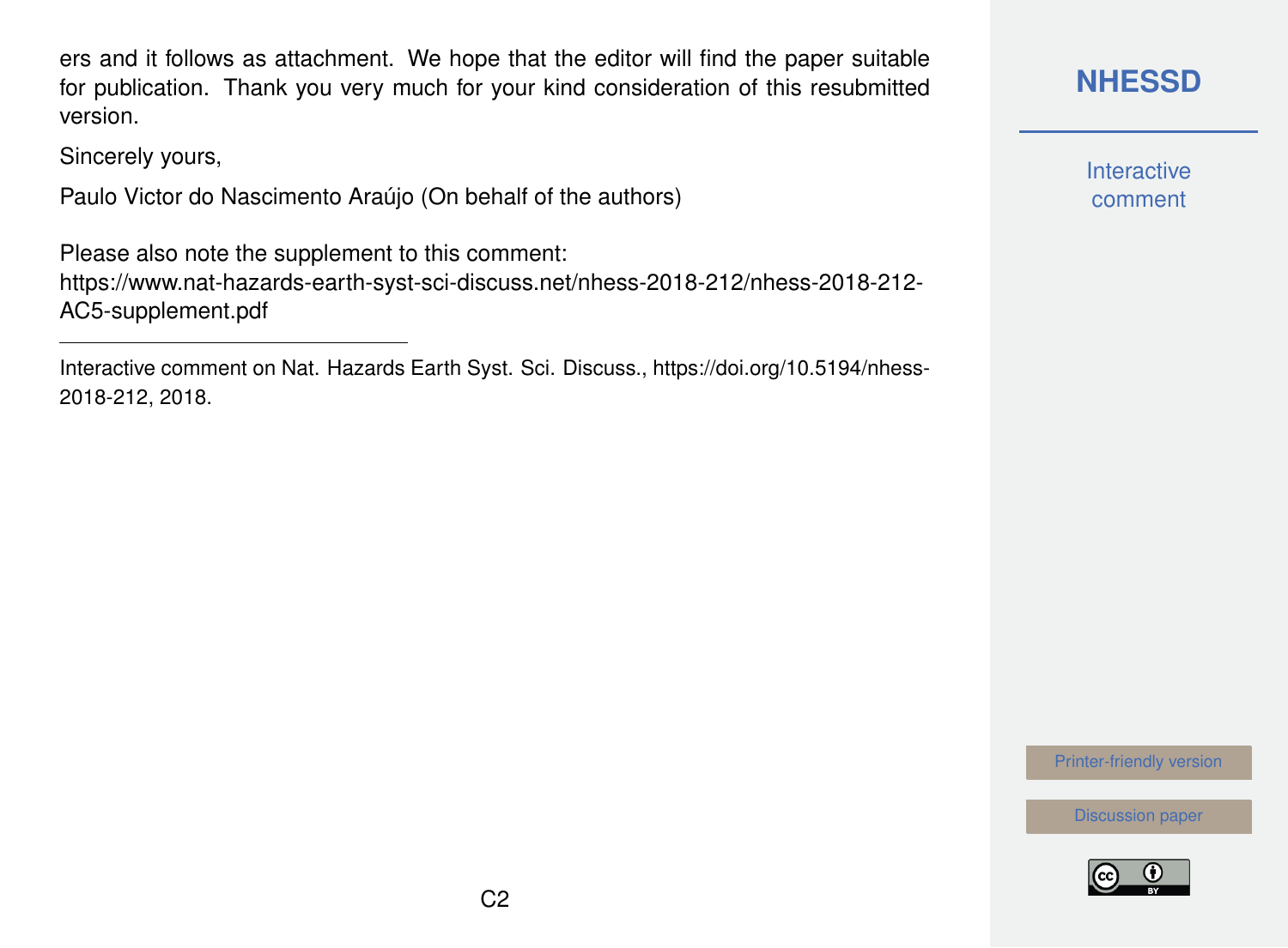ers and it follows as attachment. We hope that the editor will find the paper suitable for publication. Thank you very much for your kind consideration of this resubmitted version.

Sincerely yours,

Paulo Victor do Nascimento Araújo (On behalf of the authors)

Please also note the supplement to this comment:
https://www.nat-hazards-earth-syst-sci-discuss.net/nhess-2018-212/nhess-2018-212-AC5-supplement.pdf

---

Interactive comment on Nat. Hazards Earth Syst. Sci. Discuss., https://doi.org/10.5194/nhess-2018-212, 2018.